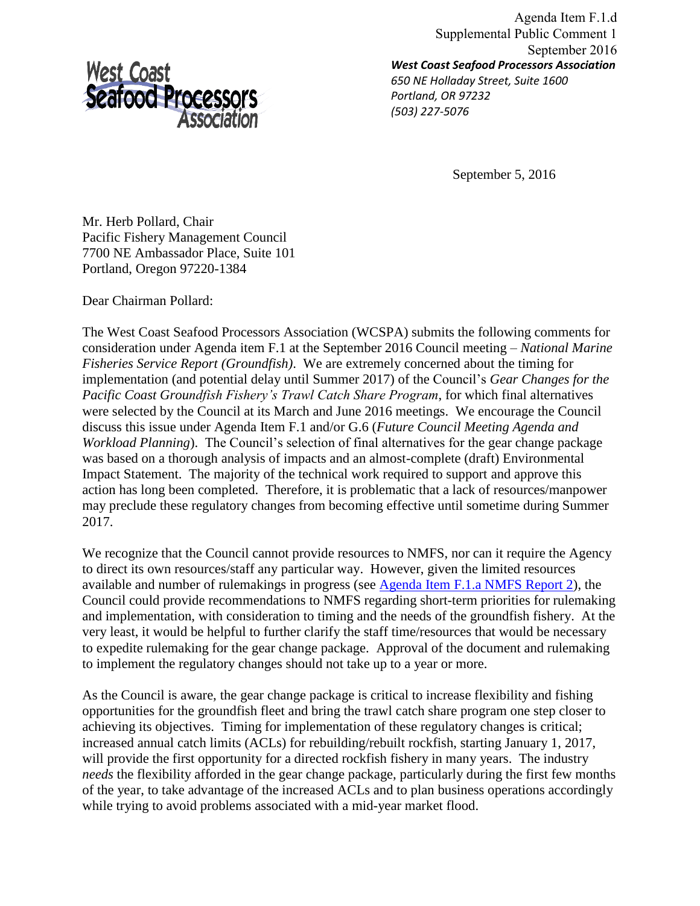Agenda Item F.1.d
Supplemental Public Comment 1
September 2016

***West Coast Seafood Processors Association***
*650 NE Holladay Street, Suite 1600*
*Portland, OR 97232*
*(503) 227-5076*

September 5, 2016

Mr. Herb Pollard, Chair
Pacific Fishery Management Council
7700 NE Ambassador Place, Suite 101
Portland, Oregon 97220-1384

Dear Chairman Pollard:

The West Coast Seafood Processors Association (WCSPA) submits the following comments for consideration under Agenda item F.1 at the September 2016 Council meeting – *National Marine Fisheries Service Report (Groundfish)*. We are extremely concerned about the timing for implementation (and potential delay until Summer 2017) of the Council's *Gear Changes for the Pacific Coast Groundfish Fishery's Trawl Catch Share Program*, for which final alternatives were selected by the Council at its March and June 2016 meetings. We encourage the Council discuss this issue under Agenda Item F.1 and/or G.6 (*Future Council Meeting Agenda and Workload Planning*). The Council's selection of final alternatives for the gear change package was based on a thorough analysis of impacts and an almost-complete (draft) Environmental Impact Statement. The majority of the technical work required to support and approve this action has long been completed. Therefore, it is problematic that a lack of resources/manpower may preclude these regulatory changes from becoming effective until sometime during Summer 2017.

We recognize that the Council cannot provide resources to NMFS, nor can it require the Agency to direct its own resources/staff any particular way. However, given the limited resources available and number of rulemakings in progress (see Agenda Item F.1.a NMFS Report 2), the Council could provide recommendations to NMFS regarding short-term priorities for rulemaking and implementation, with consideration to timing and the needs of the groundfish fishery. At the very least, it would be helpful to further clarify the staff time/resources that would be necessary to expedite rulemaking for the gear change package. Approval of the document and rulemaking to implement the regulatory changes should not take up to a year or more.

As the Council is aware, the gear change package is critical to increase flexibility and fishing opportunities for the groundfish fleet and bring the trawl catch share program one step closer to achieving its objectives. Timing for implementation of these regulatory changes is critical; increased annual catch limits (ACLs) for rebuilding/rebuilt rockfish, starting January 1, 2017, will provide the first opportunity for a directed rockfish fishery in many years. The industry *needs* the flexibility afforded in the gear change package, particularly during the first few months of the year, to take advantage of the increased ACLs and to plan business operations accordingly while trying to avoid problems associated with a mid-year market flood.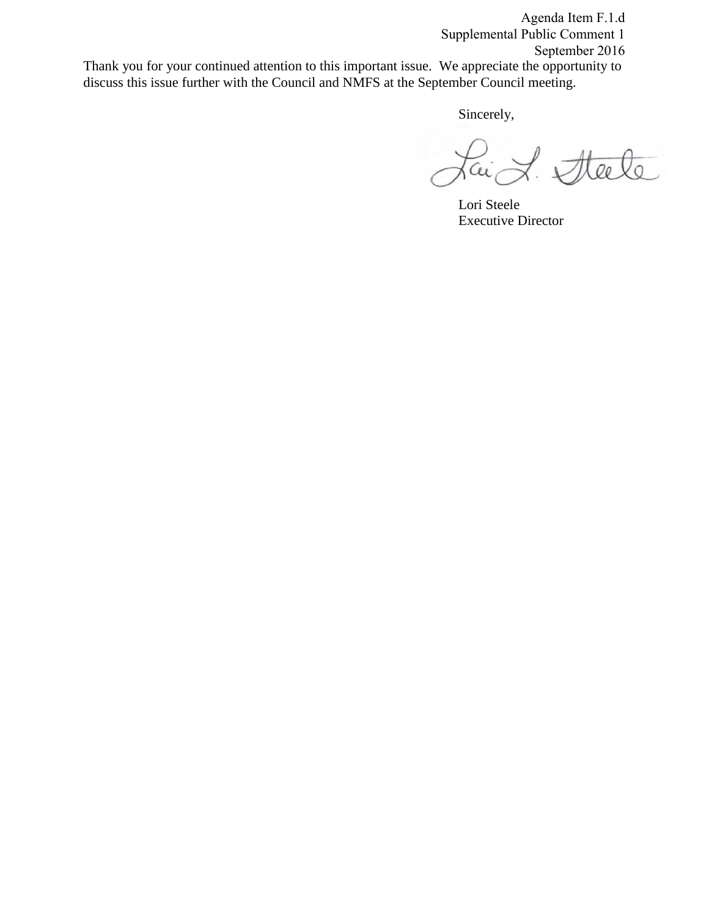Agenda Item F.1.d
Supplemental Public Comment 1
September 2016

Thank you for your continued attention to this important issue. We appreciate the opportunity to discuss this issue further with the Council and NMFS at the September Council meeting.

Sincerely,

Lori Steele
Executive Director